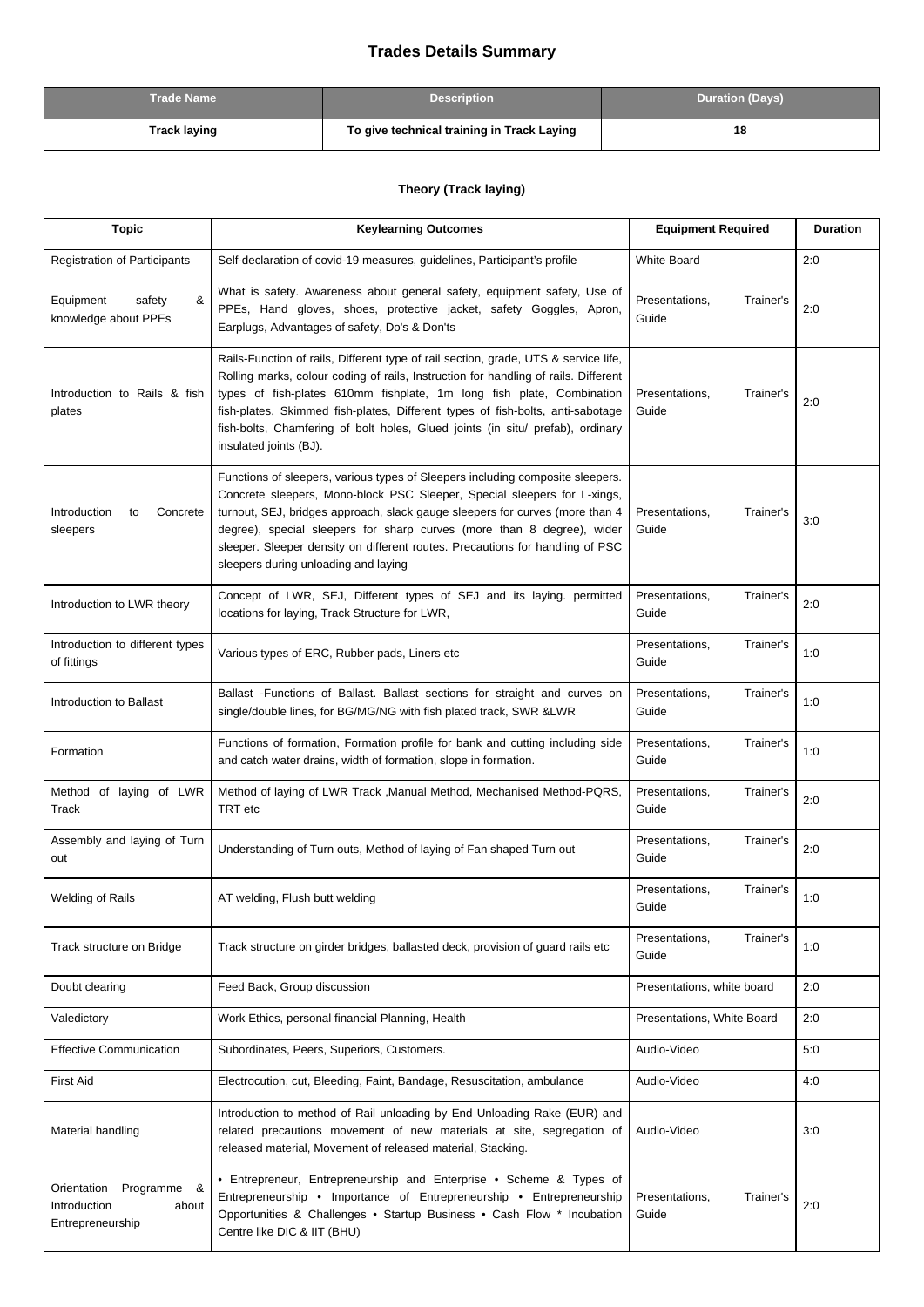# Trades Details Summary

| Trade Name | Description | Duration (Days) |
|---|---|---|
| **Track laying** | **To give technical training in Track Laying** | **18** |

### Theory (Track laying)

| Topic | Keylearning Outcomes | Equipment Required | Duration |
|---|---|---|---|
| Registration of Participants | Self-declaration of covid-19 measures, guidelines, Participant's profile | White Board | 2:0 |
| Equipment safety & knowledge about PPEs | What is safety. Awareness about general safety, equipment safety, Use of PPEs, Hand gloves, shoes, protective jacket, safety Goggles, Apron, Earplugs, Advantages of safety, Do's & Don'ts | Presentations, Trainer's Guide | 2:0 |
| Introduction to Rails & fish plates | Rails-Function of rails, Different type of rail section, grade, UTS & service life, Rolling marks, colour coding of rails, Instruction for handling of rails. Different types of fish-plates 610mm fishplate, 1m long fish plate, Combination fish-plates, Skimmed fish-plates, Different types of fish-bolts, anti-sabotage fish-bolts, Chamfering of bolt holes, Glued joints (in situ/ prefab), ordinary insulated joints (BJ). | Presentations, Trainer's Guide | 2:0 |
| Introduction to Concrete sleepers | Functions of sleepers, various types of Sleepers including composite sleepers. Concrete sleepers, Mono-block PSC Sleeper, Special sleepers for L-xings, turnout, SEJ, bridges approach, slack gauge sleepers for curves (more than 4 degree), special sleepers for sharp curves (more than 8 degree), wider sleeper. Sleeper density on different routes. Precautions for handling of PSC sleepers during unloading and laying | Presentations, Trainer's Guide | 3:0 |
| Introduction to LWR theory | Concept of LWR, SEJ, Different types of SEJ and its laying. permitted locations for laying, Track Structure for LWR, | Presentations, Trainer's Guide | 2:0 |
| Introduction to different types of fittings | Various types of ERC, Rubber pads, Liners etc | Presentations, Trainer's Guide | 1:0 |
| Introduction to Ballast | Ballast -Functions of Ballast. Ballast sections for straight and curves on single/double lines, for BG/MG/NG with fish plated track, SWR &LWR | Presentations, Trainer's Guide | 1:0 |
| Formation | Functions of formation, Formation profile for bank and cutting including side and catch water drains, width of formation, slope in formation. | Presentations, Trainer's Guide | 1:0 |
| Method of laying of LWR Track | Method of laying of LWR Track ,Manual Method, Mechanised Method-PQRS, TRT etc | Presentations, Trainer's Guide | 2:0 |
| Assembly and laying of Turn out | Understanding of Turn outs, Method of laying of Fan shaped Turn out | Presentations, Trainer's Guide | 2:0 |
| Welding of Rails | AT welding, Flush butt welding | Presentations, Trainer's Guide | 1:0 |
| Track structure on Bridge | Track structure on girder bridges, ballasted deck, provision of guard rails etc | Presentations, Trainer's Guide | 1:0 |
| Doubt clearing | Feed Back, Group discussion | Presentations, white board | 2:0 |
| Valedictory | Work Ethics, personal financial Planning, Health | Presentations, White Board | 2:0 |
| Effective Communication | Subordinates, Peers, Superiors, Customers. | Audio-Video | 5:0 |
| First Aid | Electrocution, cut, Bleeding, Faint, Bandage, Resuscitation, ambulance | Audio-Video | 4:0 |
| Material handling | Introduction to method of Rail unloading by End Unloading Rake (EUR) and related precautions movement of new materials at site, segregation of released material, Movement of released material, Stacking. | Audio-Video | 3:0 |
| Orientation Programme & Introduction about Entrepreneurship | • Entrepreneur, Entrepreneurship and Enterprise • Scheme & Types of Entrepreneurship • Importance of Entrepreneurship • Entrepreneurship Opportunities & Challenges • Startup Business • Cash Flow * Incubation Centre like DIC & IIT (BHU) | Presentations, Trainer's Guide | 2:0 |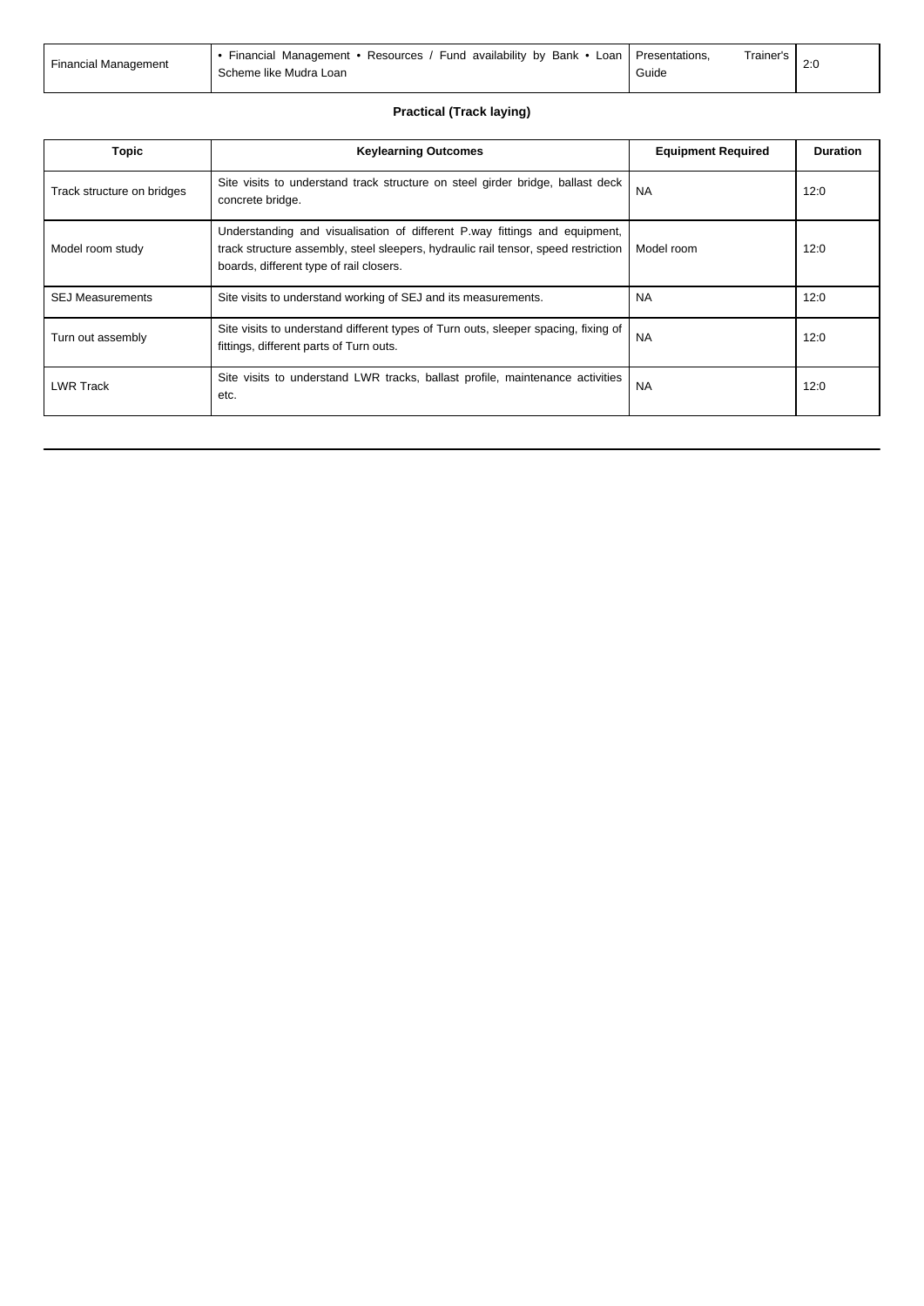| | | | |
|---|---|---|---|
| Financial Management | • Financial Management • Resources / Fund availability by Bank • Loan Scheme like Mudra Loan | Presentations, Trainer's Guide | 2:0 |

**Practical (Track laying)**

| Topic | Keylearning Outcomes | Equipment Required | Duration |
|---|---|---|---|
| Track structure on bridges | Site visits to understand track structure on steel girder bridge, ballast deck concrete bridge. | NA | 12:0 |
| Model room study | Understanding and visualisation of different P.way fittings and equipment, track structure assembly, steel sleepers, hydraulic rail tensor, speed restriction boards, different type of rail closers. | Model room | 12:0 |
| SEJ Measurements | Site visits to understand working of SEJ and its measurements. | NA | 12:0 |
| Turn out assembly | Site visits to understand different types of Turn outs, sleeper spacing, fixing of fittings, different parts of Turn outs. | NA | 12:0 |
| LWR Track | Site visits to understand LWR tracks, ballast profile, maintenance activities etc. | NA | 12:0 |